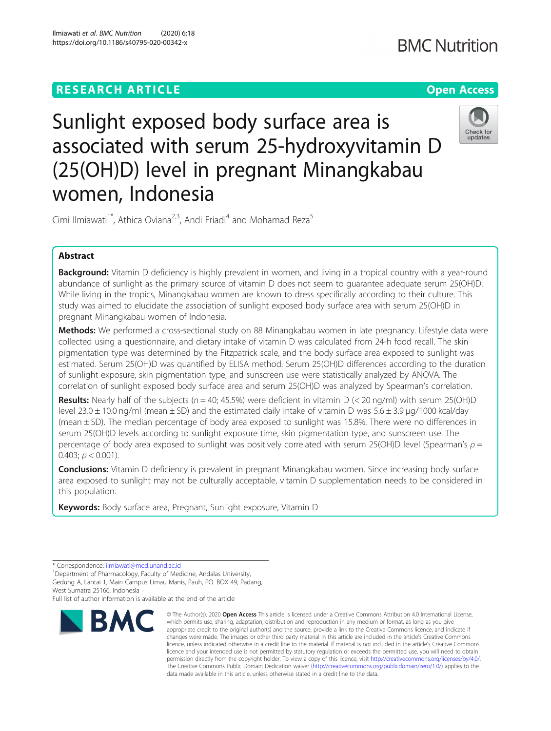RESEARCH ARTICLE

Open Access

# Sunlight exposed body surface area is associated with serum 25-hydroxyvitamin D (25(OH)D) level in pregnant Minangkabau women, Indonesia

Cimi Ilmiawati[1*], Athica Oviana[2,3], Andi Friadi[4] and Mohamad Reza[5]

## Abstract

**Background:** Vitamin D deficiency is highly prevalent in women, and living in a tropical country with a year-round abundance of sunlight as the primary source of vitamin D does not seem to guarantee adequate serum 25(OH)D. While living in the tropics, Minangkabau women are known to dress specifically according to their culture. This study was aimed to elucidate the association of sunlight exposed body surface area with serum 25(OH)D in pregnant Minangkabau women of Indonesia.

**Methods:** We performed a cross-sectional study on 88 Minangkabau women in late pregnancy. Lifestyle data were collected using a questionnaire, and dietary intake of vitamin D was calculated from 24-h food recall. The skin pigmentation type was determined by the Fitzpatrick scale, and the body surface area exposed to sunlight was estimated. Serum 25(OH)D was quantified by ELISA method. Serum 25(OH)D differences according to the duration of sunlight exposure, skin pigmentation type, and sunscreen use were statistically analyzed by ANOVA. The correlation of sunlight exposed body surface area and serum 25(OH)D was analyzed by Spearman's correlation.

**Results:** Nearly half of the subjects ($n = 40$; 45.5%) were deficient in vitamin D (< 20 ng/ml) with serum 25(OH)D level 23.0 ± 10.0 ng/ml (mean ± SD) and the estimated daily intake of vitamin D was 5.6 ± 3.9 μg/1000 kcal/day (mean ± SD). The median percentage of body area exposed to sunlight was 15.8%. There were no differences in serum 25(OH)D levels according to sunlight exposure time, skin pigmentation type, and sunscreen use. The percentage of body area exposed to sunlight was positively correlated with serum 25(OH)D level (Spearman's $\rho = 0.403$; $p < 0.001$).

**Conclusions:** Vitamin D deficiency is prevalent in pregnant Minangkabau women. Since increasing body surface area exposed to sunlight may not be culturally acceptable, vitamin D supplementation needs to be considered in this population.

**Keywords:** Body surface area, Pregnant, Sunlight exposure, Vitamin D

---

* Correspondence: ilmiawati@med.unand.ac.id
[1]Department of Pharmacology, Faculty of Medicine, Andalas University, Gedung A, Lantai 1, Main Campus Limau Manis, Pauh, PO. BOX 49, Padang, West Sumatra 25166, Indonesia
Full list of author information is available at the end of the article

© The Author(s). 2020 **Open Access** This article is licensed under a Creative Commons Attribution 4.0 International License, which permits use, sharing, adaptation, distribution and reproduction in any medium or format, as long as you give appropriate credit to the original author(s) and the source, provide a link to the Creative Commons licence, and indicate if changes were made. The images or other third party material in this article are included in the article's Creative Commons licence, unless indicated otherwise in a credit line to the material. If material is not included in the article's Creative Commons licence and your intended use is not permitted by statutory regulation or exceeds the permitted use, you will need to obtain permission directly from the copyright holder. To view a copy of this licence, visit http://creativecommons.org/licenses/by/4.0/. The Creative Commons Public Domain Dedication waiver (http://creativecommons.org/publicdomain/zero/1.0/) applies to the data made available in this article, unless otherwise stated in a credit line to the data.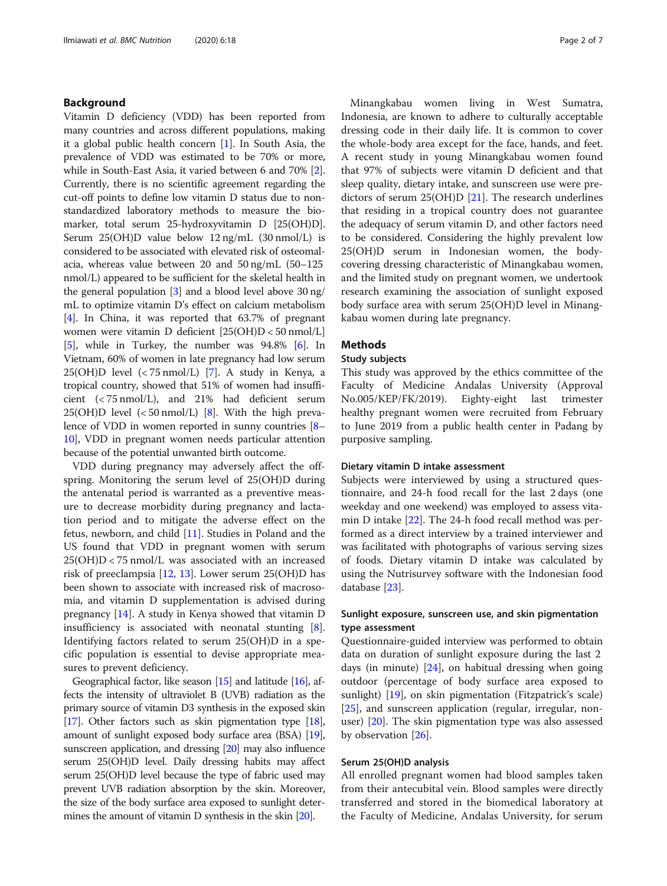## Background

Vitamin D deficiency (VDD) has been reported from many countries and across different populations, making it a global public health concern [1]. In South Asia, the prevalence of VDD was estimated to be 70% or more, while in South-East Asia, it varied between 6 and 70% [2]. Currently, there is no scientific agreement regarding the cut-off points to define low vitamin D status due to non-standardized laboratory methods to measure the biomarker, total serum 25-hydroxyvitamin D [25(OH)D]. Serum 25(OH)D value below 12 ng/mL (30 nmol/L) is considered to be associated with elevated risk of osteomalacia, whereas value between 20 and 50 ng/mL (50–125 nmol/L) appeared to be sufficient for the skeletal health in the general population [3] and a blood level above 30 ng/mL to optimize vitamin D's effect on calcium metabolism [4]. In China, it was reported that 63.7% of pregnant women were vitamin D deficient [25(OH)D < 50 nmol/L] [5], while in Turkey, the number was 94.8% [6]. In Vietnam, 60% of women in late pregnancy had low serum 25(OH)D level (< 75 nmol/L) [7]. A study in Kenya, a tropical country, showed that 51% of women had insufficient (< 75 nmol/L), and 21% had deficient serum 25(OH)D level (< 50 nmol/L) [8]. With the high prevalence of VDD in women reported in sunny countries [8–10], VDD in pregnant women needs particular attention because of the potential unwanted birth outcome.

VDD during pregnancy may adversely affect the offspring. Monitoring the serum level of 25(OH)D during the antenatal period is warranted as a preventive measure to decrease morbidity during pregnancy and lactation period and to mitigate the adverse effect on the fetus, newborn, and child [11]. Studies in Poland and the US found that VDD in pregnant women with serum 25(OH)D < 75 nmol/L was associated with an increased risk of preeclampsia [12, 13]. Lower serum 25(OH)D has been shown to associate with increased risk of macrosomia, and vitamin D supplementation is advised during pregnancy [14]. A study in Kenya showed that vitamin D insufficiency is associated with neonatal stunting [8]. Identifying factors related to serum 25(OH)D in a specific population is essential to devise appropriate measures to prevent deficiency.

Geographical factor, like season [15] and latitude [16], affects the intensity of ultraviolet B (UVB) radiation as the primary source of vitamin D3 synthesis in the exposed skin [17]. Other factors such as skin pigmentation type [18], amount of sunlight exposed body surface area (BSA) [19], sunscreen application, and dressing [20] may also influence serum 25(OH)D level. Daily dressing habits may affect serum 25(OH)D level because the type of fabric used may prevent UVB radiation absorption by the skin. Moreover, the size of the body surface area exposed to sunlight determines the amount of vitamin D synthesis in the skin [20].

Minangkabau women living in West Sumatra, Indonesia, are known to adhere to culturally acceptable dressing code in their daily life. It is common to cover the whole-body area except for the face, hands, and feet. A recent study in young Minangkabau women found that 97% of subjects were vitamin D deficient and that sleep quality, dietary intake, and sunscreen use were predictors of serum 25(OH)D [21]. The research underlines that residing in a tropical country does not guarantee the adequacy of serum vitamin D, and other factors need to be considered. Considering the highly prevalent low 25(OH)D serum in Indonesian women, the body-covering dressing characteristic of Minangkabau women, and the limited study on pregnant women, we undertook research examining the association of sunlight exposed body surface area with serum 25(OH)D level in Minangkabau women during late pregnancy.

## Methods

### Study subjects

This study was approved by the ethics committee of the Faculty of Medicine Andalas University (Approval No.005/KEP/FK/2019). Eighty-eight last trimester healthy pregnant women were recruited from February to June 2019 from a public health center in Padang by purposive sampling.

### Dietary vitamin D intake assessment

Subjects were interviewed by using a structured questionnaire, and 24-h food recall for the last 2 days (one weekday and one weekend) was employed to assess vitamin D intake [22]. The 24-h food recall method was performed as a direct interview by a trained interviewer and was facilitated with photographs of various serving sizes of foods. Dietary vitamin D intake was calculated by using the Nutrisurvey software with the Indonesian food database [23].

### Sunlight exposure, sunscreen use, and skin pigmentation type assessment

Questionnaire-guided interview was performed to obtain data on duration of sunlight exposure during the last 2 days (in minute) [24], on habitual dressing when going outdoor (percentage of body surface area exposed to sunlight) [19], on skin pigmentation (Fitzpatrick's scale) [25], and sunscreen application (regular, irregular, non-user) [20]. The skin pigmentation type was also assessed by observation [26].

### Serum 25(OH)D analysis

All enrolled pregnant women had blood samples taken from their antecubital vein. Blood samples were directly transferred and stored in the biomedical laboratory at the Faculty of Medicine, Andalas University, for serum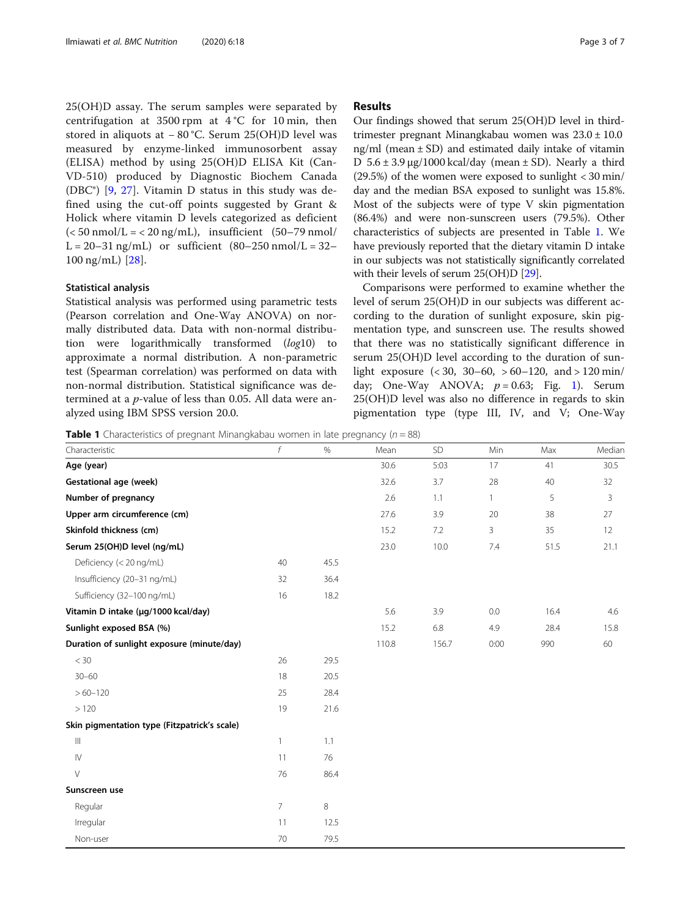25(OH)D assay. The serum samples were separated by centrifugation at 3500 rpm at 4 °C for 10 min, then stored in aliquots at − 80 °C. Serum 25(OH)D level was measured by enzyme-linked immunosorbent assay (ELISA) method by using 25(OH)D ELISA Kit (Can-VD-510) produced by Diagnostic Biochem Canada (DBC®) [9, 27]. Vitamin D status in this study was defined using the cut-off points suggested by Grant & Holick where vitamin D levels categorized as deficient (< 50 nmol/L = < 20 ng/mL), insufficient (50–79 nmol/L = 20–31 ng/mL) or sufficient (80–250 nmol/L = 32–100 ng/mL) [28].

### Statistical analysis

Statistical analysis was performed using parametric tests (Pearson correlation and One-Way ANOVA) on normally distributed data. Data with non-normal distribution were logarithmically transformed (*log*10) to approximate a normal distribution. A non-parametric test (Spearman correlation) was performed on data with non-normal distribution. Statistical significance was determined at a *p*-value of less than 0.05. All data were analyzed using IBM SPSS version 20.0.

## Results

Our findings showed that serum 25(OH)D level in third-trimester pregnant Minangkabau women was 23.0 ± 10.0 ng/ml (mean ± SD) and estimated daily intake of vitamin D 5.6 ± 3.9 μg/1000 kcal/day (mean ± SD). Nearly a third (29.5%) of the women were exposed to sunlight < 30 min/day and the median BSA exposed to sunlight was 15.8%. Most of the subjects were of type V skin pigmentation (86.4%) and were non-sunscreen users (79.5%). Other characteristics of subjects are presented in Table 1. We have previously reported that the dietary vitamin D intake in our subjects was not statistically significantly correlated with their levels of serum 25(OH)D [29].

Comparisons were performed to examine whether the level of serum 25(OH)D in our subjects was different according to the duration of sunlight exposure, skin pigmentation type, and sunscreen use. The results showed that there was no statistically significant difference in serum 25(OH)D level according to the duration of sunlight exposure (< 30, 30–60, > 60–120, and > 120 min/day; One-Way ANOVA; $p = 0.63$; Fig. 1). Serum 25(OH)D level was also no difference in regards to skin pigmentation type (type III, IV, and V; One-Way

**Table 1** Characteristics of pregnant Minangkabau women in late pregnancy (*n* = 88)

| Characteristic | *f* | % | Mean | SD | Min | Max | Median |
|---|---|---|---|---|---|---|---|
| **Age (year)** | | | 30.6 | 5:03 | 17 | 41 | 30.5 |
| **Gestational age (week)** | | | 32.6 | 3.7 | 28 | 40 | 32 |
| **Number of pregnancy** | | | 2.6 | 1.1 | 1 | 5 | 3 |
| **Upper arm circumference (cm)** | | | 27.6 | 3.9 | 20 | 38 | 27 |
| **Skinfold thickness (cm)** | | | 15.2 | 7.2 | 3 | 35 | 12 |
| **Serum 25(OH)D level (ng/mL)** | | | 23.0 | 10.0 | 7.4 | 51.5 | 21.1 |
| Deficiency (< 20 ng/mL) | 40 | 45.5 | | | | | |
| Insufficiency (20–31 ng/mL) | 32 | 36.4 | | | | | |
| Sufficiency (32–100 ng/mL) | 16 | 18.2 | | | | | |
| **Vitamin D intake (μg/1000 kcal/day)** | | | 5.6 | 3.9 | 0.0 | 16.4 | 4.6 |
| **Sunlight exposed BSA (%)** | | | 15.2 | 6.8 | 4.9 | 28.4 | 15.8 |
| **Duration of sunlight exposure (minute/day)** | | | 110.8 | 156.7 | 0:00 | 990 | 60 |
| < 30 | 26 | 29.5 | | | | | |
| 30–60 | 18 | 20.5 | | | | | |
| > 60–120 | 25 | 28.4 | | | | | |
| > 120 | 19 | 21.6 | | | | | |
| **Skin pigmentation type (Fitzpatrick's scale)** | | | | | | | |
| III | 1 | 1.1 | | | | | |
| IV | 11 | 76 | | | | | |
| V | 76 | 86.4 | | | | | |
| **Sunscreen use** | | | | | | | |
| Regular | 7 | 8 | | | | | |
| Irregular | 11 | 12.5 | | | | | |
| Non-user | 70 | 79.5 | | | | | |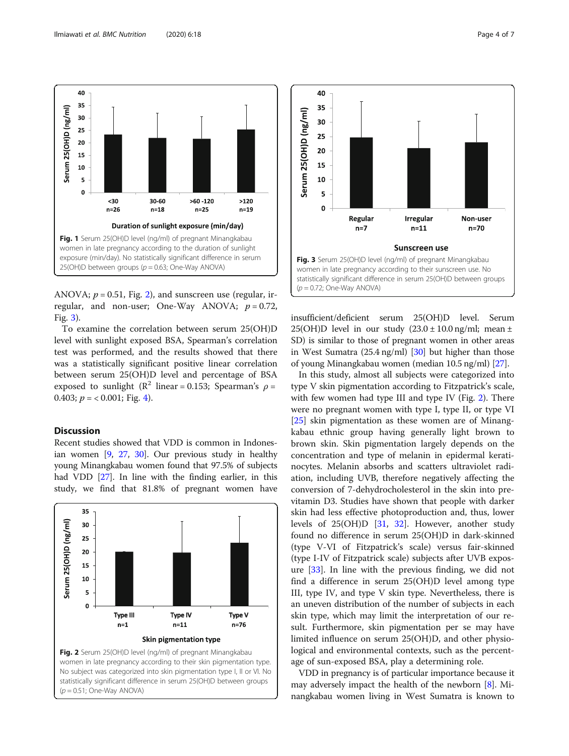Fig. 1 Serum 25(OH)D level (ng/ml) of pregnant Minangkabau women in late pregnancy according to the duration of sunlight exposure (min/day). No statistically significant difference in serum 25(OH)D between groups ($p = 0.63$; One-Way ANOVA)

ANOVA; $p = 0.51$, Fig. 2), and sunscreen use (regular, irregular, and non-user; One-Way ANOVA; $p = 0.72$, Fig. 3).

To examine the correlation between serum 25(OH)D level with sunlight exposed BSA, Spearman's correlation test was performed, and the results showed that there was a statistically significant positive linear correlation between serum 25(OH)D level and percentage of BSA exposed to sunlight ($R^2$ linear = 0.153; Spearman's $\rho = 0.403$; $p = < 0.001$; Fig. 4).

## Discussion

Recent studies showed that VDD is common in Indonesian women [9, 27, 30]. Our previous study in healthy young Minangkabau women found that 97.5% of subjects had VDD [27]. In line with the finding earlier, in this study, we find that 81.8% of pregnant women have insufficient/deficient serum 25(OH)D level. Serum 25(OH)D level in our study (23.0 ± 10.0 ng/ml; mean ± SD) is similar to those of pregnant women in other areas in West Sumatra (25.4 ng/ml) [30] but higher than those of young Minangkabau women (median 10.5 ng/ml) [27].

Fig. 2 Serum 25(OH)D level (ng/ml) of pregnant Minangkabau women in late pregnancy according to their skin pigmentation type. No subject was categorized into skin pigmentation type I, II or VI. No statistically significant difference in serum 25(OH)D between groups ($p = 0.51$; One-Way ANOVA)

Fig. 3 Serum 25(OH)D level (ng/ml) of pregnant Minangkabau women in late pregnancy according to their sunscreen use. No statistically significant difference in serum 25(OH)D between groups ($p = 0.72$; One-Way ANOVA)

In this study, almost all subjects were categorized into type V skin pigmentation according to Fitzpatrick's scale, with few women had type III and type IV (Fig. 2). There were no pregnant women with type I, type II, or type VI [25] skin pigmentation as these women are of Minangkabau ethnic group having generally light brown to brown skin. Skin pigmentation largely depends on the concentration and type of melanin in epidermal keratinocytes. Melanin absorbs and scatters ultraviolet radiation, including UVB, therefore negatively affecting the conversion of 7-dehydrocholesterol in the skin into previtamin D3. Studies have shown that people with darker skin had less effective photoproduction and, thus, lower levels of 25(OH)D [31, 32]. However, another study found no difference in serum 25(OH)D in dark-skinned (type V-VI of Fitzpatrick's scale) versus fair-skinned (type I-IV of Fitzpatrick scale) subjects after UVB exposure [33]. In line with the previous finding, we did not find a difference in serum 25(OH)D level among type III, type IV, and type V skin type. Nevertheless, there is an uneven distribution of the number of subjects in each skin type, which may limit the interpretation of our result. Furthermore, skin pigmentation per se may have limited influence on serum 25(OH)D, and other physiological and environmental contexts, such as the percentage of sun-exposed BSA, play a determining role.

VDD in pregnancy is of particular importance because it may adversely impact the health of the newborn [8]. Minangkabau women living in West Sumatra is known to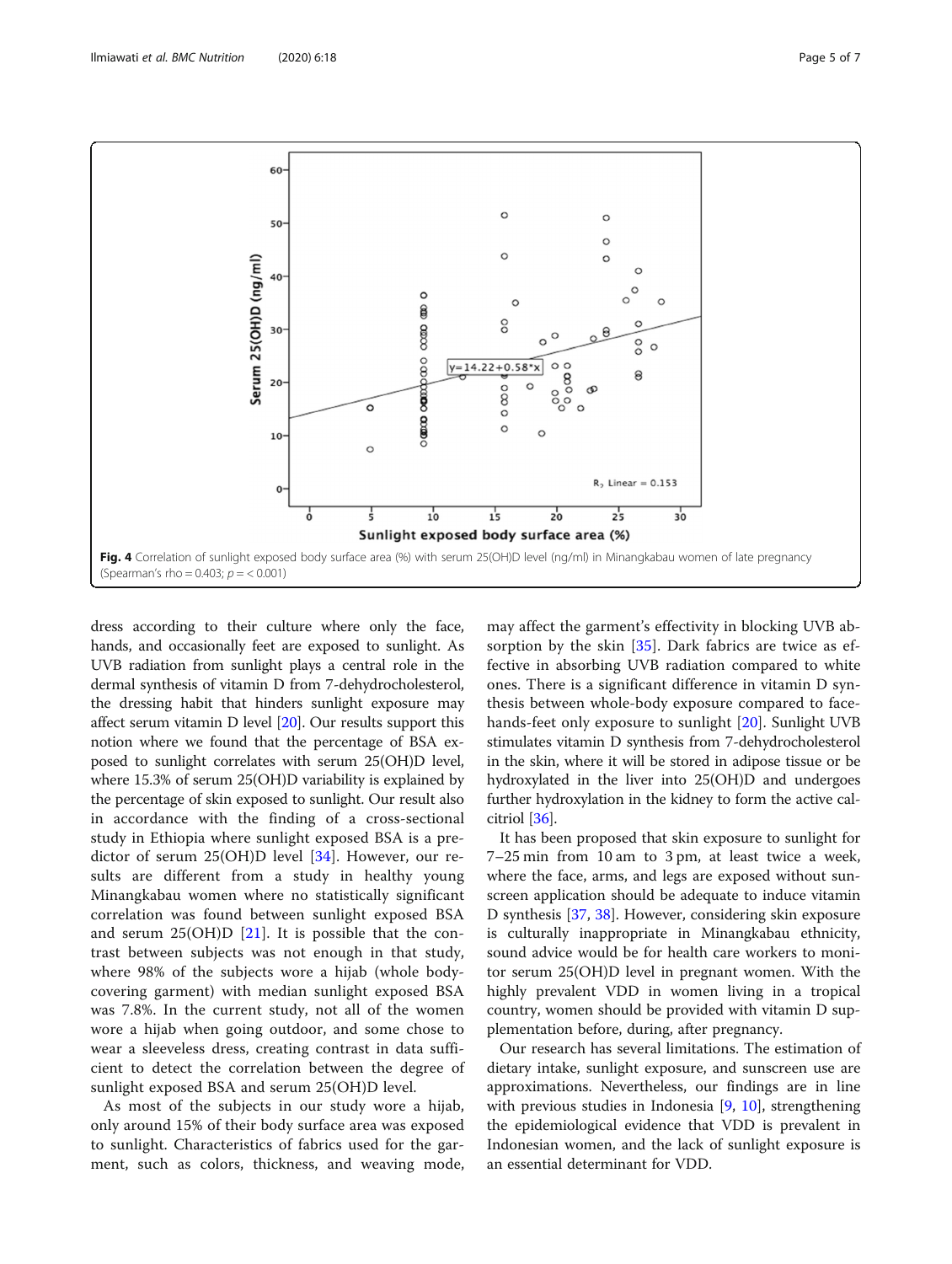Fig. 4 Correlation of sunlight exposed body surface area (%) with serum 25(OH)D level (ng/ml) in Minangkabau women of late pregnancy (Spearman's rho = 0.403; $p = < 0.001$)

dress according to their culture where only the face, hands, and occasionally feet are exposed to sunlight. As UVB radiation from sunlight plays a central role in the dermal synthesis of vitamin D from 7-dehydrocholesterol, the dressing habit that hinders sunlight exposure may affect serum vitamin D level [20]. Our results support this notion where we found that the percentage of BSA exposed to sunlight correlates with serum 25(OH)D level, where 15.3% of serum 25(OH)D variability is explained by the percentage of skin exposed to sunlight. Our result also in accordance with the finding of a cross-sectional study in Ethiopia where sunlight exposed BSA is a predictor of serum 25(OH)D level [34]. However, our results are different from a study in healthy young Minangkabau women where no statistically significant correlation was found between sunlight exposed BSA and serum 25(OH)D [21]. It is possible that the contrast between subjects was not enough in that study, where 98% of the subjects wore a hijab (whole body-covering garment) with median sunlight exposed BSA was 7.8%. In the current study, not all of the women wore a hijab when going outdoor, and some chose to wear a sleeveless dress, creating contrast in data sufficient to detect the correlation between the degree of sunlight exposed BSA and serum 25(OH)D level.

As most of the subjects in our study wore a hijab, only around 15% of their body surface area was exposed to sunlight. Characteristics of fabrics used for the garment, such as colors, thickness, and weaving mode, may affect the garment's effectivity in blocking UVB absorption by the skin [35]. Dark fabrics are twice as effective in absorbing UVB radiation compared to white ones. There is a significant difference in vitamin D synthesis between whole-body exposure compared to face-hands-feet only exposure to sunlight [20]. Sunlight UVB stimulates vitamin D synthesis from 7-dehydrocholesterol in the skin, where it will be stored in adipose tissue or be hydroxylated in the liver into 25(OH)D and undergoes further hydroxylation in the kidney to form the active calcitriol [36].

It has been proposed that skin exposure to sunlight for 7–25 min from 10 am to 3 pm, at least twice a week, where the face, arms, and legs are exposed without sunscreen application should be adequate to induce vitamin D synthesis [37, 38]. However, considering skin exposure is culturally inappropriate in Minangkabau ethnicity, sound advice would be for health care workers to monitor serum 25(OH)D level in pregnant women. With the highly prevalent VDD in women living in a tropical country, women should be provided with vitamin D supplementation before, during, after pregnancy.

Our research has several limitations. The estimation of dietary intake, sunlight exposure, and sunscreen use are approximations. Nevertheless, our findings are in line with previous studies in Indonesia [9, 10], strengthening the epidemiological evidence that VDD is prevalent in Indonesian women, and the lack of sunlight exposure is an essential determinant for VDD.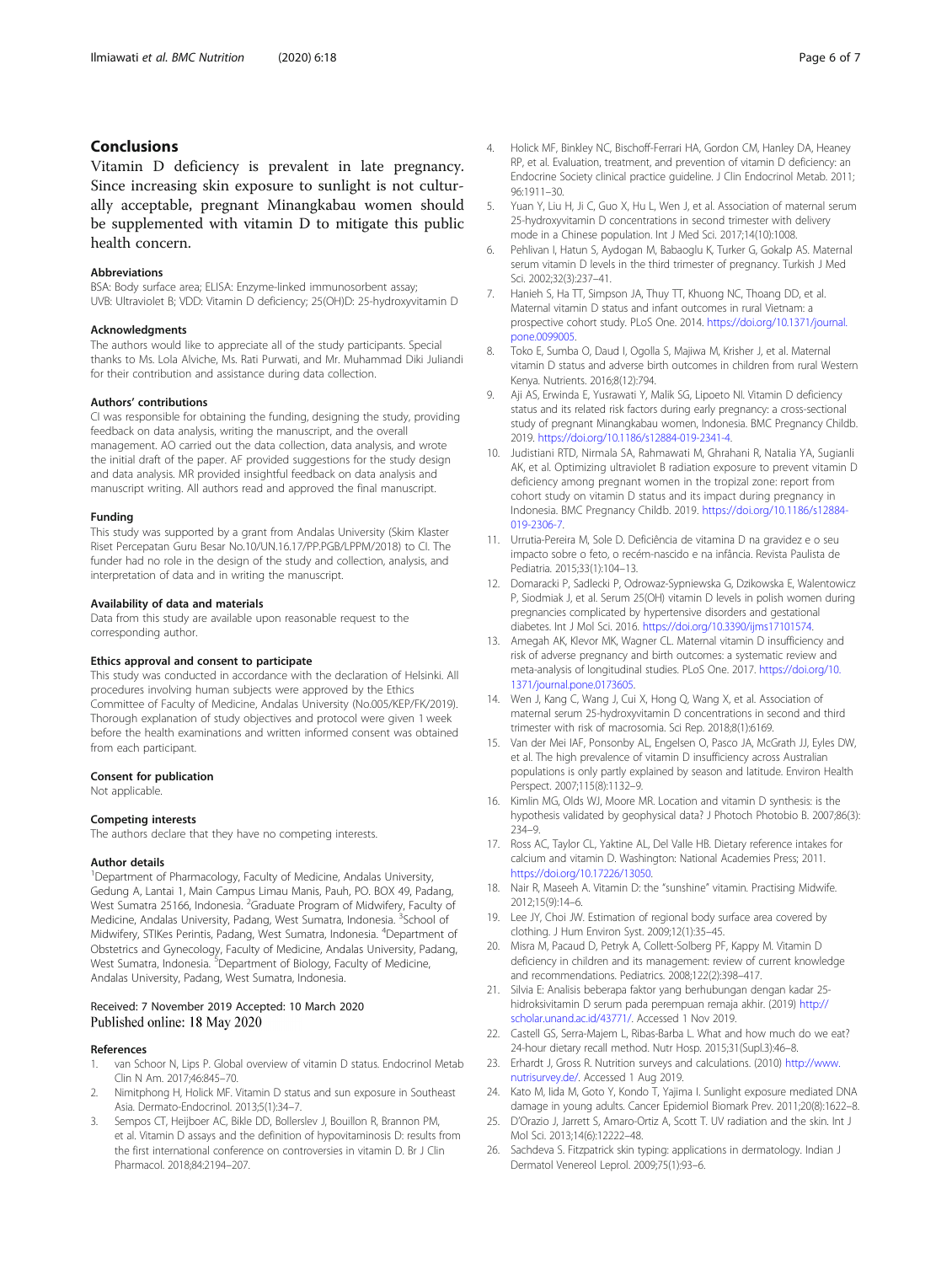## Conclusions

Vitamin D deficiency is prevalent in late pregnancy. Since increasing skin exposure to sunlight is not culturally acceptable, pregnant Minangkabau women should be supplemented with vitamin D to mitigate this public health concern.

### Abbreviations

BSA: Body surface area; ELISA: Enzyme-linked immunosorbent assay; UVB: Ultraviolet B; VDD: Vitamin D deficiency; 25(OH)D: 25-hydroxyvitamin D

### Acknowledgments

The authors would like to appreciate all of the study participants. Special thanks to Ms. Lola Alviche, Ms. Rati Purwati, and Mr. Muhammad Diki Juliandi for their contribution and assistance during data collection.

### Authors' contributions

CI was responsible for obtaining the funding, designing the study, providing feedback on data analysis, writing the manuscript, and the overall management. AO carried out the data collection, data analysis, and wrote the initial draft of the paper. AF provided suggestions for the study design and data analysis. MR provided insightful feedback on data analysis and manuscript writing. All authors read and approved the final manuscript.

### Funding

This study was supported by a grant from Andalas University (Skim Klaster Riset Percepatan Guru Besar No.10/UN.16.17/PP.PGB/LPPM/2018) to CI. The funder had no role in the design of the study and collection, analysis, and interpretation of data and in writing the manuscript.

### Availability of data and materials

Data from this study are available upon reasonable request to the corresponding author.

### Ethics approval and consent to participate

This study was conducted in accordance with the declaration of Helsinki. All procedures involving human subjects were approved by the Ethics Committee of Faculty of Medicine, Andalas University (No.005/KEP/FK/2019). Thorough explanation of study objectives and protocol were given 1 week before the health examinations and written informed consent was obtained from each participant.

### Consent for publication

Not applicable.

### Competing interests

The authors declare that they have no competing interests.

### Author details

[1]Department of Pharmacology, Faculty of Medicine, Andalas University, Gedung A, Lantai 1, Main Campus Limau Manis, Pauh, PO. BOX 49, Padang, West Sumatra 25166, Indonesia. [2]Graduate Program of Midwifery, Faculty of Medicine, Andalas University, Padang, West Sumatra, Indonesia. [3]School of Midwifery, STIKes Perintis, Padang, West Sumatra, Indonesia. [4]Department of Obstetrics and Gynecology, Faculty of Medicine, Andalas University, Padang, West Sumatra, Indonesia. [5]Department of Biology, Faculty of Medicine, Andalas University, Padang, West Sumatra, Indonesia.

Received: 7 November 2019 Accepted: 10 March 2020
Published online: 18 May 2020

### References

1. van Schoor N, Lips P. Global overview of vitamin D status. Endocrinol Metab Clin N Am. 2017;46:845–70.
2. Nimitphong H, Holick MF. Vitamin D status and sun exposure in Southeast Asia. Dermato-Endocrinol. 2013;5(1):34–7.
3. Sempos CT, Heijboer AC, Bikle DD, Bollerslev J, Bouillon R, Brannon PM, et al. Vitamin D assays and the definition of hypovitaminosis D: results from the first international conference on controversies in vitamin D. Br J Clin Pharmacol. 2018;84:2194–207.
4. Holick MF, Binkley NC, Bischoff-Ferrari HA, Gordon CM, Hanley DA, Heaney RP, et al. Evaluation, treatment, and prevention of vitamin D deficiency: an Endocrine Society clinical practice guideline. J Clin Endocrinol Metab. 2011; 96:1911–30.
5. Yuan Y, Liu H, Ji C, Guo X, Hu L, Wen J, et al. Association of maternal serum 25-hydroxyvitamin D concentrations in second trimester with delivery mode in a Chinese population. Int J Med Sci. 2017;14(10):1008.
6. Pehlivan I, Hatun S, Aydogan M, Babaoglu K, Turker G, Gokalp AS. Maternal serum vitamin D levels in the third trimester of pregnancy. Turkish J Med Sci. 2002;32(3):237–41.
7. Hanieh S, Ha TT, Simpson JA, Thuy TT, Khuong NC, Thoang DD, et al. Maternal vitamin D status and infant outcomes in rural Vietnam: a prospective cohort study. PLoS One. 2014. https://doi.org/10.1371/journal.pone.0099005.
8. Toko E, Sumba O, Daud I, Ogolla S, Majiwa M, Krisher J, et al. Maternal vitamin D status and adverse birth outcomes in children from rural Western Kenya. Nutrients. 2016;8(12):794.
9. Aji AS, Erwinda E, Yusrawati Y, Malik SG, Lipoeto NI. Vitamin D deficiency status and its related risk factors during early pregnancy: a cross-sectional study of pregnant Minangkabau women, Indonesia. BMC Pregnancy Childb. 2019. https://doi.org/10.1186/s12884-019-2341-4.
10. Judistiani RTD, Nirmala SA, Rahmawati M, Ghrahani R, Natalia YA, Sugianli AK, et al. Optimizing ultraviolet B radiation exposure to prevent vitamin D deficiency among pregnant women in the tropizal zone: report from cohort study on vitamin D status and its impact during pregnancy in Indonesia. BMC Pregnancy Childb. 2019. https://doi.org/10.1186/s12884-019-2306-7.
11. Urrutia-Pereira M, Sole D. Deficiência de vitamina D na gravidez e o seu impacto sobre o feto, o recém-nascido e na infância. Revista Paulista de Pediatria. 2015;33(1):104–13.
12. Domaracki P, Sadlecki P, Odrowaz-Sypniewska G, Dzikowska E, Walentowicz P, Siodmiak J, et al. Serum 25(OH) vitamin D levels in polish women during pregnancies complicated by hypertensive disorders and gestational diabetes. Int J Mol Sci. 2016. https://doi.org/10.3390/ijms17101574.
13. Amegah AK, Klevor MK, Wagner CL. Maternal vitamin D insufficiency and risk of adverse pregnancy and birth outcomes: a systematic review and meta-analysis of longitudinal studies. PLoS One. 2017. https://doi.org/10.1371/journal.pone.0173605.
14. Wen J, Kang C, Wang J, Cui X, Hong Q, Wang X, et al. Association of maternal serum 25-hydroxyvitamin D concentrations in second and third trimester with risk of macrosomia. Sci Rep. 2018;8(1):6169.
15. Van der Mei IAF, Ponsonby AL, Engelsen O, Pasco JA, McGrath JJ, Eyles DW, et al. The high prevalence of vitamin D insufficiency across Australian populations is only partly explained by season and latitude. Environ Health Perspect. 2007;115(8):1132–9.
16. Kimlin MG, Olds WJ, Moore MR. Location and vitamin D synthesis: is the hypothesis validated by geophysical data? J Photoch Photobio B. 2007;86(3): 234–9.
17. Ross AC, Taylor CL, Yaktine AL, Del Valle HB. Dietary reference intakes for calcium and vitamin D. Washington: National Academies Press; 2011. https://doi.org/10.17226/13050.
18. Nair R, Maseeh A. Vitamin D: the "sunshine" vitamin. Practising Midwife. 2012;15(9):14–6.
19. Lee JY, Choi JW. Estimation of regional body surface area covered by clothing. J Hum Environ Syst. 2009;12(1):35–45.
20. Misra M, Pacaud D, Petryk A, Collett-Solberg PF, Kappy M. Vitamin D deficiency in children and its management: review of current knowledge and recommendations. Pediatrics. 2008;122(2):398–417.
21. Silvia E: Analisis beberapa faktor yang berhubungan dengan kadar 25-hidroksivitamin D serum pada perempuan remaja akhir. (2019) http://scholar.unand.ac.id/43771/. Accessed 1 Nov 2019.
22. Castell GS, Serra-Majem L, Ribas-Barba L. What and how much do we eat? 24-hour dietary recall method. Nutr Hosp. 2015;31(Supl.3):46–8.
23. Erhardt J, Gross R. Nutrition surveys and calculations. (2010) http://www.nutrisurvey.de/. Accessed 1 Aug 2019.
24. Kato M, Iida M, Goto Y, Kondo T, Yajima I. Sunlight exposure mediated DNA damage in young adults. Cancer Epidemiol Biomark Prev. 2011;20(8):1622–8.
25. D'Orazio J, Jarrett S, Amaro-Ortiz A, Scott T. UV radiation and the skin. Int J Mol Sci. 2013;14(6):12222–48.
26. Sachdeva S. Fitzpatrick skin typing: applications in dermatology. Indian J Dermatol Venereol Leprol. 2009;75(1):93–6.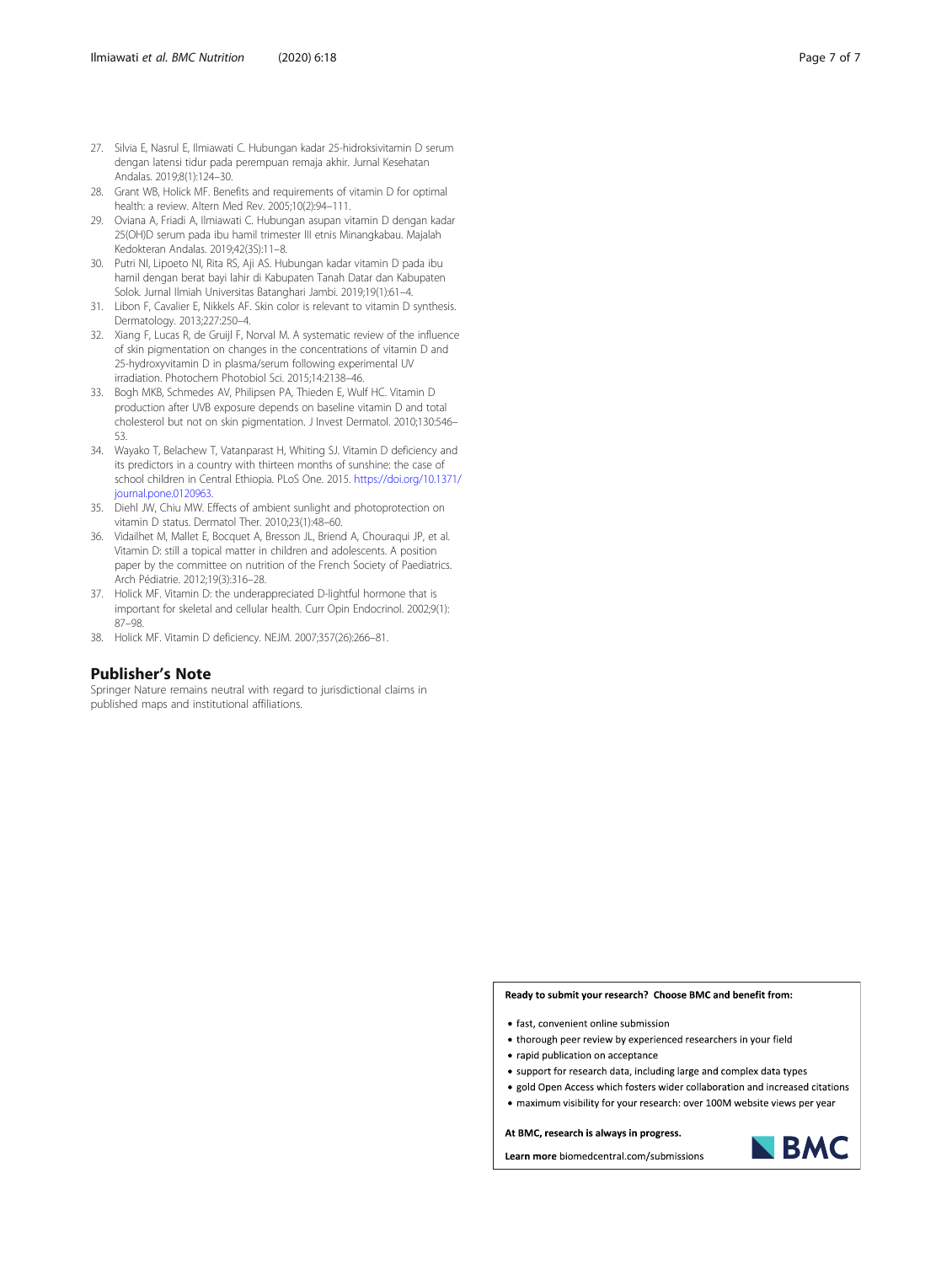27. Silvia E, Nasrul E, Ilmiawati C. Hubungan kadar 25-hidroksivitamin D serum dengan latensi tidur pada perempuan remaja akhir. Jurnal Kesehatan Andalas. 2019;8(1):124–30.
28. Grant WB, Holick MF. Benefits and requirements of vitamin D for optimal health: a review. Altern Med Rev. 2005;10(2):94–111.
29. Oviana A, Friadi A, Ilmiawati C. Hubungan asupan vitamin D dengan kadar 25(OH)D serum pada ibu hamil trimester III etnis Minangkabau. Majalah Kedokteran Andalas. 2019;42(3S):11–8.
30. Putri NI, Lipoeto NI, Rita RS, Aji AS. Hubungan kadar vitamin D pada ibu hamil dengan berat bayi lahir di Kabupaten Tanah Datar dan Kabupaten Solok. Jurnal Ilmiah Universitas Batanghari Jambi. 2019;19(1):61–4.
31. Libon F, Cavalier E, Nikkels AF. Skin color is relevant to vitamin D synthesis. Dermatology. 2013;227:250–4.
32. Xiang F, Lucas R, de Gruijl F, Norval M. A systematic review of the influence of skin pigmentation on changes in the concentrations of vitamin D and 25-hydroxyvitamin D in plasma/serum following experimental UV irradiation. Photochem Photobiol Sci. 2015;14:2138–46.
33. Bogh MKB, Schmedes AV, Philipsen PA, Thieden E, Wulf HC. Vitamin D production after UVB exposure depends on baseline vitamin D and total cholesterol but not on skin pigmentation. J Invest Dermatol. 2010;130:546–53.
34. Wayako T, Belachew T, Vatanparast H, Whiting SJ. Vitamin D deficiency and its predictors in a country with thirteen months of sunshine: the case of school children in Central Ethiopia. PLoS One. 2015. https://doi.org/10.1371/journal.pone.0120963.
35. Diehl JW, Chiu MW. Effects of ambient sunlight and photoprotection on vitamin D status. Dermatol Ther. 2010;23(1):48–60.
36. Vidailhet M, Mallet E, Bocquet A, Bresson JL, Briend A, Chouraqui JP, et al. Vitamin D: still a topical matter in children and adolescents. A position paper by the committee on nutrition of the French Society of Paediatrics. Arch Pédiatrie. 2012;19(3):316–28.
37. Holick MF. Vitamin D: the underappreciated D-lightful hormone that is important for skeletal and cellular health. Curr Opin Endocrinol. 2002;9(1):87–98.
38. Holick MF. Vitamin D deficiency. NEJM. 2007;357(26):266–81.

## Publisher's Note

Springer Nature remains neutral with regard to jurisdictional claims in published maps and institutional affiliations.

**Ready to submit your research? Choose BMC and benefit from:**

- fast, convenient online submission
- thorough peer review by experienced researchers in your field
- rapid publication on acceptance
- support for research data, including large and complex data types
- gold Open Access which fosters wider collaboration and increased citations
- maximum visibility for your research: over 100M website views per year

**At BMC, research is always in progress.**

**Learn more** biomedcentral.com/submissions

BMC